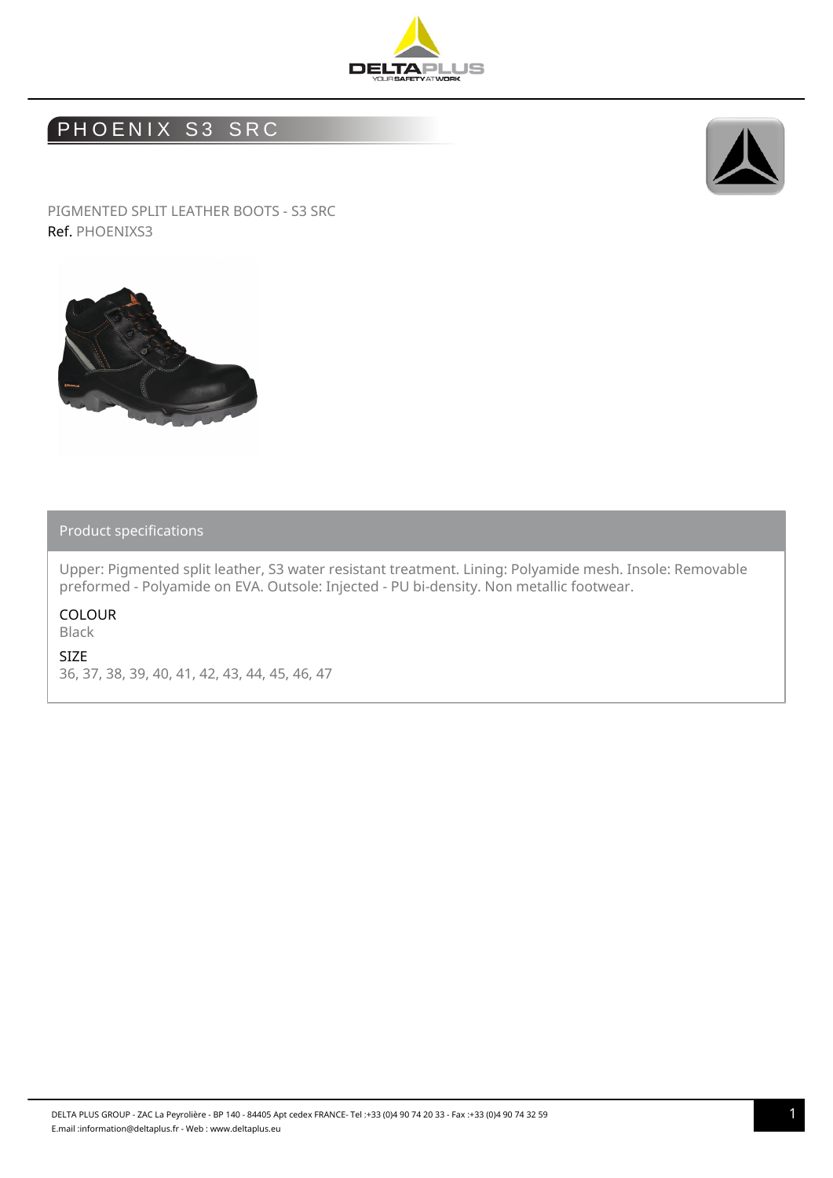# PHOENIX S3 SRC

PIGMENTED SPLIT LEATHER BOOTS - S3 SRC

Ref. PHOENIXS3

## Product specifications

Upper: Pigmented split leather, S3 water resistant treatment. Lining: Polyamide mesh. Insole: Removable preformed - Polyamide on EVA. Outsole: Injected - PU bi-density. Non metallic footwear.

COLOUR

Black

SIZE

36, 37, 38, 39, 40, 41, 42, 43, 44, 45, 46, 47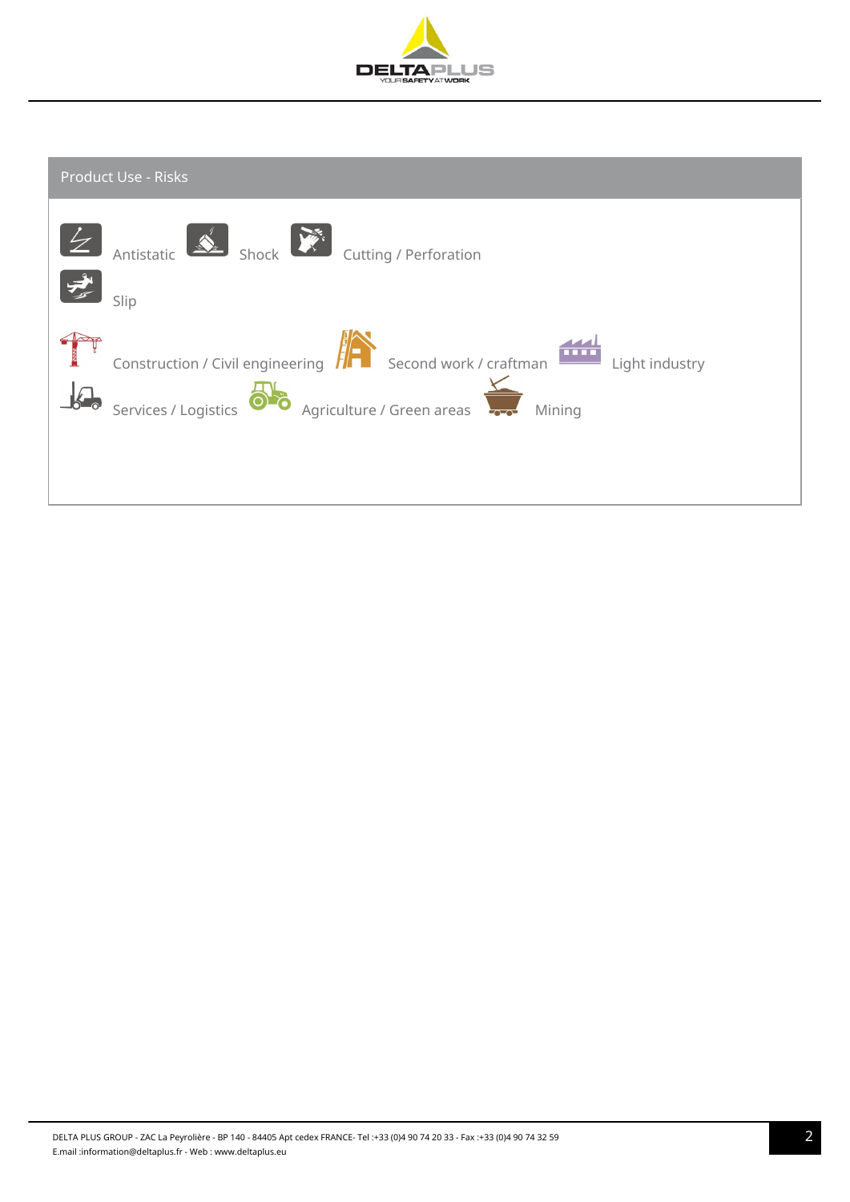## Product Use - Risks

Antistatic Shock Cutting / Perforation

Slip

Construction / Civil engineering Second work / craftman Light industry

Services / Logistics Agriculture / Green areas Mining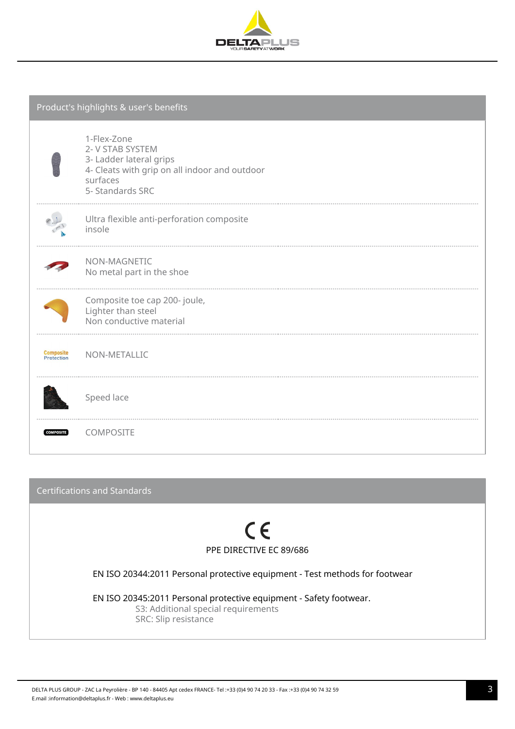## Product's highlights & user's benefits

1-Flex-Zone
2- V STAB SYSTEM
3- Ladder lateral grips
4- Cleats with grip on all indoor and outdoor surfaces
5- Standards SRC

Ultra flexible anti-perforation composite insole

NON-MAGNETIC
No metal part in the shoe

Composite toe cap 200- joule,
Lighter than steel
Non conductive material

Composite Protection

NON-METALLIC

Speed lace

COMPOSITE

COMPOSITE

## Certifications and Standards

CE

PPE DIRECTIVE EC 89/686

EN ISO 20344:2011 Personal protective equipment - Test methods for footwear

EN ISO 20345:2011 Personal protective equipment - Safety footwear.
S3: Additional special requirements
SRC: Slip resistance

DELTA PLUS GROUP - ZAC La Peyrolière - BP 140 - 84405 Apt cedex FRANCE- Tel :+33 (0)4 90 74 20 33 - Fax :+33 (0)4 90 74 32 59
E.mail :information@deltaplus.fr - Web : www.deltaplus.eu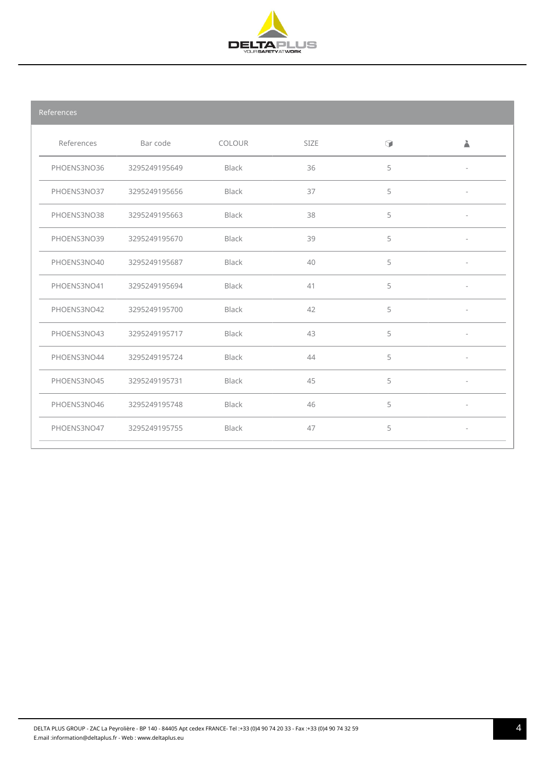## References

| References | Bar code | COLOUR | SIZE | | |
|---|---|---|---|---|---|
| PHOENS3NO36 | 3295249195649 | Black | 36 | 5 | - |
| PHOENS3NO37 | 3295249195656 | Black | 37 | 5 | - |
| PHOENS3NO38 | 3295249195663 | Black | 38 | 5 | - |
| PHOENS3NO39 | 3295249195670 | Black | 39 | 5 | - |
| PHOENS3NO40 | 3295249195687 | Black | 40 | 5 | - |
| PHOENS3NO41 | 3295249195694 | Black | 41 | 5 | - |
| PHOENS3NO42 | 3295249195700 | Black | 42 | 5 | - |
| PHOENS3NO43 | 3295249195717 | Black | 43 | 5 | - |
| PHOENS3NO44 | 3295249195724 | Black | 44 | 5 | - |
| PHOENS3NO45 | 3295249195731 | Black | 45 | 5 | - |
| PHOENS3NO46 | 3295249195748 | Black | 46 | 5 | - |
| PHOENS3NO47 | 3295249195755 | Black | 47 | 5 | - |

DELTA PLUS GROUP - ZAC La Peyrolière - BP 140 - 84405 Apt cedex FRANCE- Tel :+33 (0)4 90 74 20 33 - Fax :+33 (0)4 90 74 32 59
E.mail :information@deltaplus.fr - Web : www.deltaplus.eu